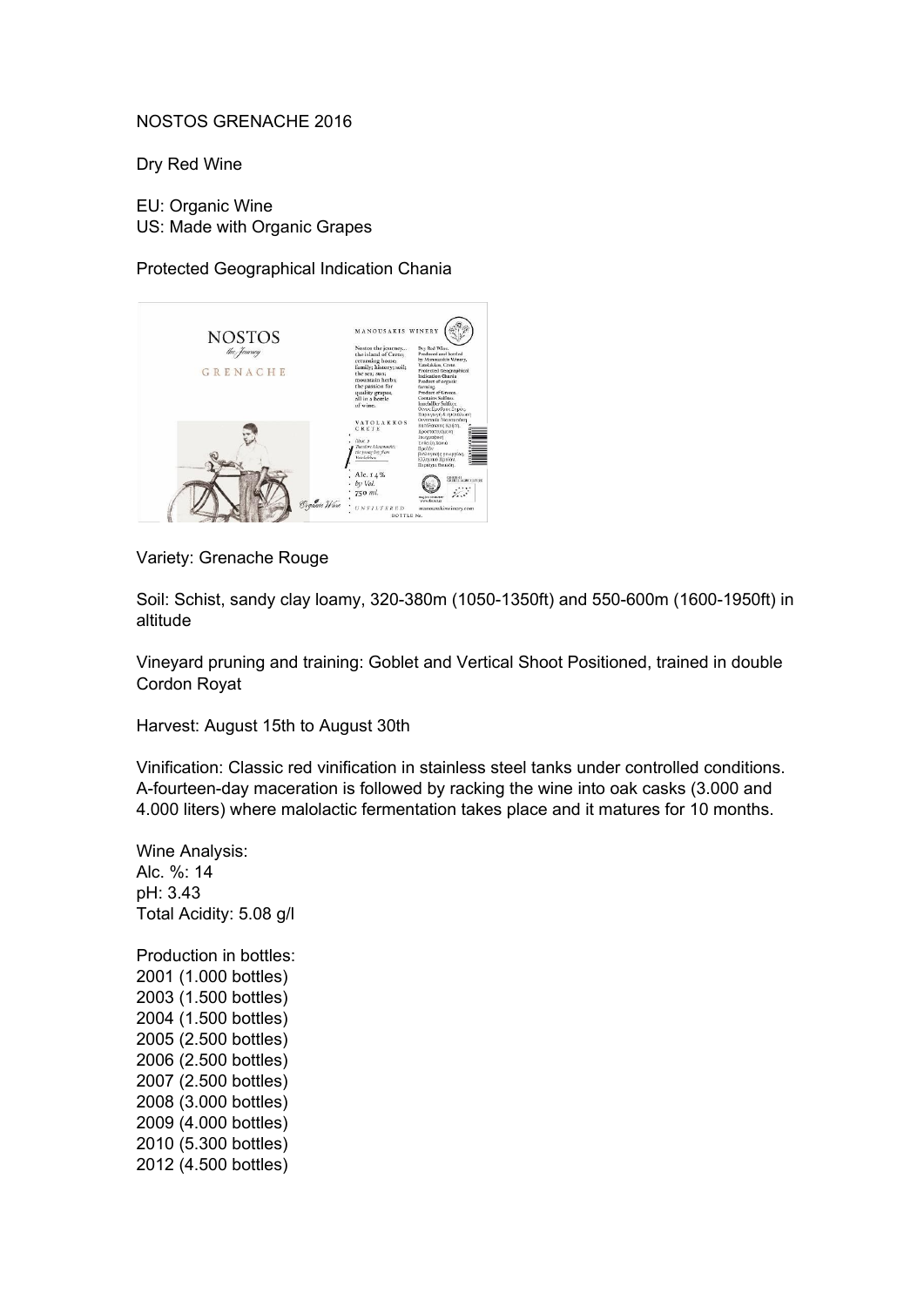NOSTOS GRENACHE 2016

Dry Red Wine

EU: Organic Wine
US: Made with Organic Grapes

Protected Geographical Indication Chania

Variety: Grenache Rouge

Soil: Schist, sandy clay loamy, 320-380m (1050-1350ft) and 550-600m (1600-1950ft) in altitude

Vineyard pruning and training: Goblet and Vertical Shoot Positioned, trained in double Cordon Royat

Harvest: August 15th to August 30th

Vinification: Classic red vinification in stainless steel tanks under controlled conditions. A-fourteen-day maceration is followed by racking the wine into oak casks (3.000 and 4.000 liters) where malolactic fermentation takes place and it matures for 10 months.

Wine Analysis:
Alc. %: 14
pH: 3.43
Total Acidity: 5.08 g/l

Production in bottles:
2001 (1.000 bottles)
2003 (1.500 bottles)
2004 (1.500 bottles)
2005 (2.500 bottles)
2006 (2.500 bottles)
2007 (2.500 bottles)
2008 (3.000 bottles)
2009 (4.000 bottles)
2010 (5.300 bottles)
2012 (4.500 bottles)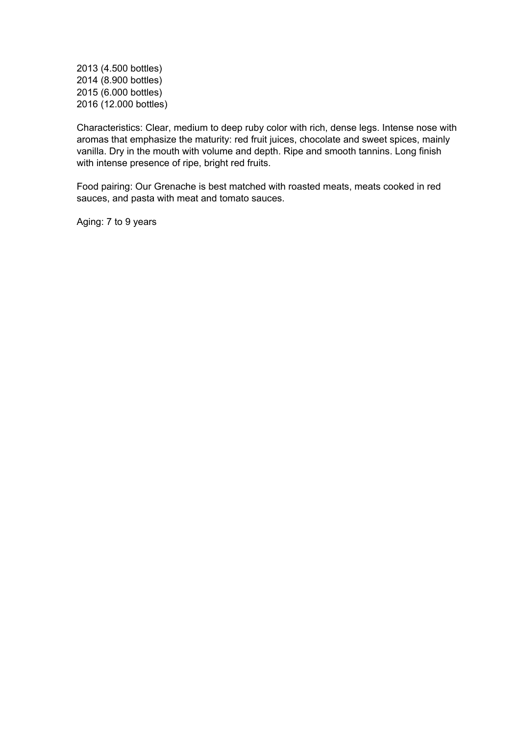2013 (4.500 bottles)
2014 (8.900 bottles)
2015 (6.000 bottles)
2016 (12.000 bottles)

Characteristics: Clear, medium to deep ruby color with rich, dense legs. Intense nose with aromas that emphasize the maturity: red fruit juices, chocolate and sweet spices, mainly vanilla. Dry in the mouth with volume and depth. Ripe and smooth tannins. Long finish with intense presence of ripe, bright red fruits.

Food pairing: Our Grenache is best matched with roasted meats, meats cooked in red sauces, and pasta with meat and tomato sauces.

Aging: 7 to 9 years